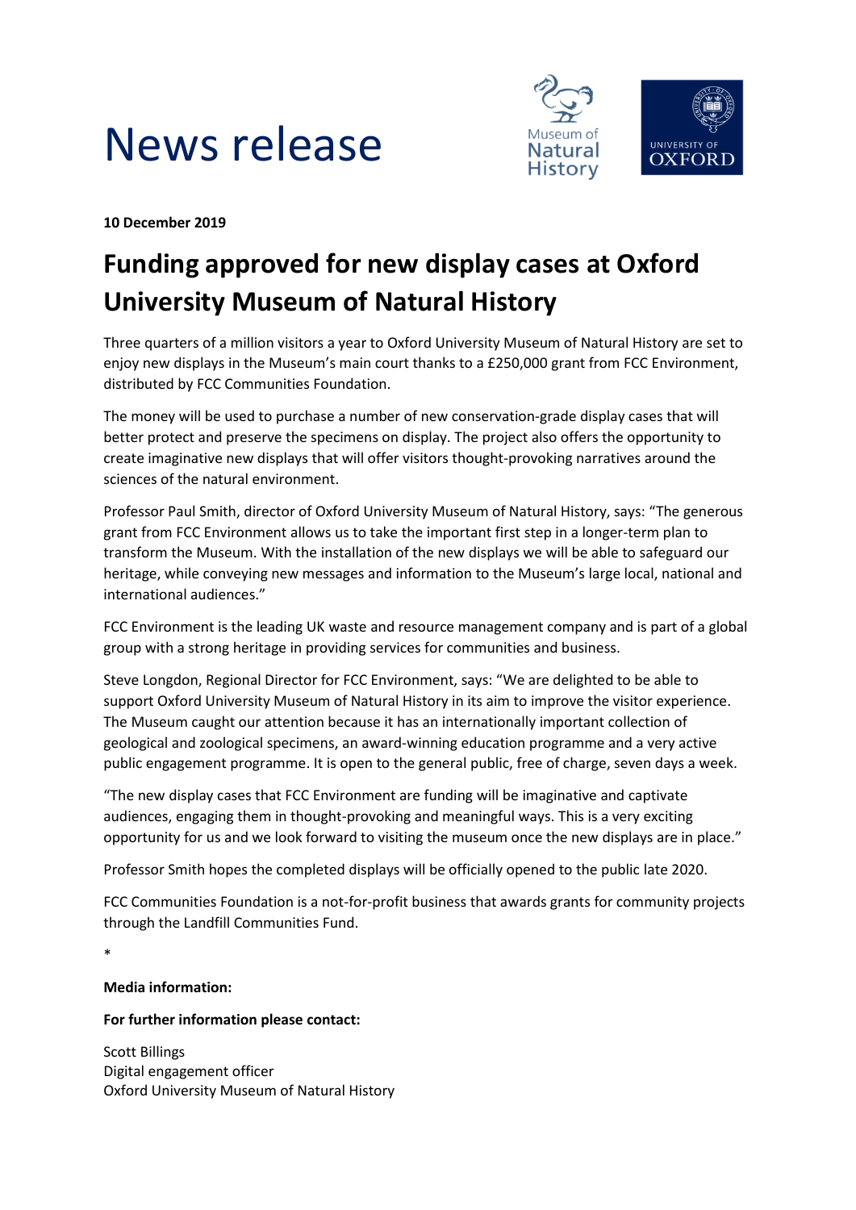# News release

**10 December 2019**

## Funding approved for new display cases at Oxford University Museum of Natural History

Three quarters of a million visitors a year to Oxford University Museum of Natural History are set to enjoy new displays in the Museum's main court thanks to a £250,000 grant from FCC Environment, distributed by FCC Communities Foundation.

The money will be used to purchase a number of new conservation-grade display cases that will better protect and preserve the specimens on display. The project also offers the opportunity to create imaginative new displays that will offer visitors thought-provoking narratives around the sciences of the natural environment.

Professor Paul Smith, director of Oxford University Museum of Natural History, says: "The generous grant from FCC Environment allows us to take the important first step in a longer-term plan to transform the Museum. With the installation of the new displays we will be able to safeguard our heritage, while conveying new messages and information to the Museum's large local, national and international audiences."

FCC Environment is the leading UK waste and resource management company and is part of a global group with a strong heritage in providing services for communities and business.

Steve Longdon, Regional Director for FCC Environment, says: "We are delighted to be able to support Oxford University Museum of Natural History in its aim to improve the visitor experience. The Museum caught our attention because it has an internationally important collection of geological and zoological specimens, an award-winning education programme and a very active public engagement programme. It is open to the general public, free of charge, seven days a week.

"The new display cases that FCC Environment are funding will be imaginative and captivate audiences, engaging them in thought-provoking and meaningful ways. This is a very exciting opportunity for us and we look forward to visiting the museum once the new displays are in place."

Professor Smith hopes the completed displays will be officially opened to the public late 2020.

FCC Communities Foundation is a not-for-profit business that awards grants for community projects through the Landfill Communities Fund.

*

**Media information:**

**For further information please contact:**

Scott Billings
Digital engagement officer
Oxford University Museum of Natural History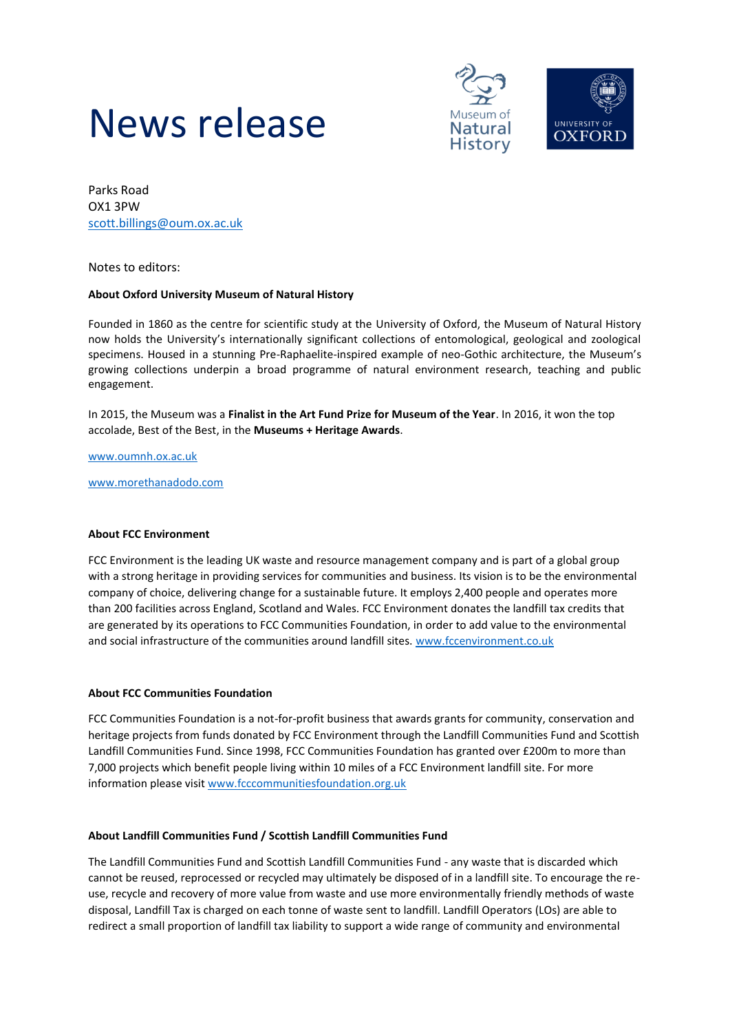# News release

Parks Road
OX1 3PW
scott.billings@oum.ox.ac.uk

Notes to editors:

**About Oxford University Museum of Natural History**

Founded in 1860 as the centre for scientific study at the University of Oxford, the Museum of Natural History now holds the University's internationally significant collections of entomological, geological and zoological specimens. Housed in a stunning Pre-Raphaelite-inspired example of neo-Gothic architecture, the Museum's growing collections underpin a broad programme of natural environment research, teaching and public engagement.

In 2015, the Museum was a **Finalist in the Art Fund Prize for Museum of the Year**. In 2016, it won the top accolade, Best of the Best, in the **Museums + Heritage Awards**.

www.oumnh.ox.ac.uk

www.morethanadodo.com

**About FCC Environment**

FCC Environment is the leading UK waste and resource management company and is part of a global group with a strong heritage in providing services for communities and business. Its vision is to be the environmental company of choice, delivering change for a sustainable future. It employs 2,400 people and operates more than 200 facilities across England, Scotland and Wales. FCC Environment donates the landfill tax credits that are generated by its operations to FCC Communities Foundation, in order to add value to the environmental and social infrastructure of the communities around landfill sites. www.fccenvironment.co.uk

**About FCC Communities Foundation**

FCC Communities Foundation is a not-for-profit business that awards grants for community, conservation and heritage projects from funds donated by FCC Environment through the Landfill Communities Fund and Scottish Landfill Communities Fund. Since 1998, FCC Communities Foundation has granted over £200m to more than 7,000 projects which benefit people living within 10 miles of a FCC Environment landfill site. For more information please visit www.fcccommunitiesfoundation.org.uk

**About Landfill Communities Fund / Scottish Landfill Communities Fund**

The Landfill Communities Fund and Scottish Landfill Communities Fund - any waste that is discarded which cannot be reused, reprocessed or recycled may ultimately be disposed of in a landfill site. To encourage the re-use, recycle and recovery of more value from waste and use more environmentally friendly methods of waste disposal, Landfill Tax is charged on each tonne of waste sent to landfill. Landfill Operators (LOs) are able to redirect a small proportion of landfill tax liability to support a wide range of community and environmental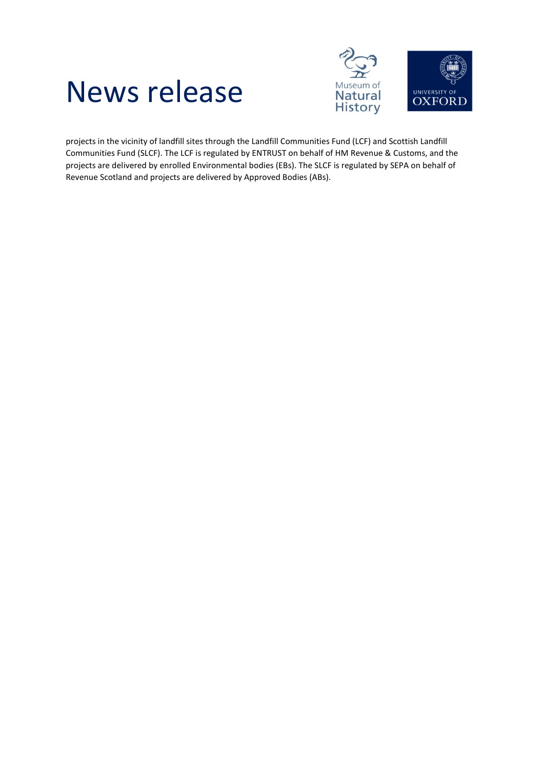projects in the vicinity of landfill sites through the Landfill Communities Fund (LCF) and Scottish Landfill Communities Fund (SLCF). The LCF is regulated by ENTRUST on behalf of HM Revenue & Customs, and the projects are delivered by enrolled Environmental bodies (EBs). The SLCF is regulated by SEPA on behalf of Revenue Scotland and projects are delivered by Approved Bodies (ABs).